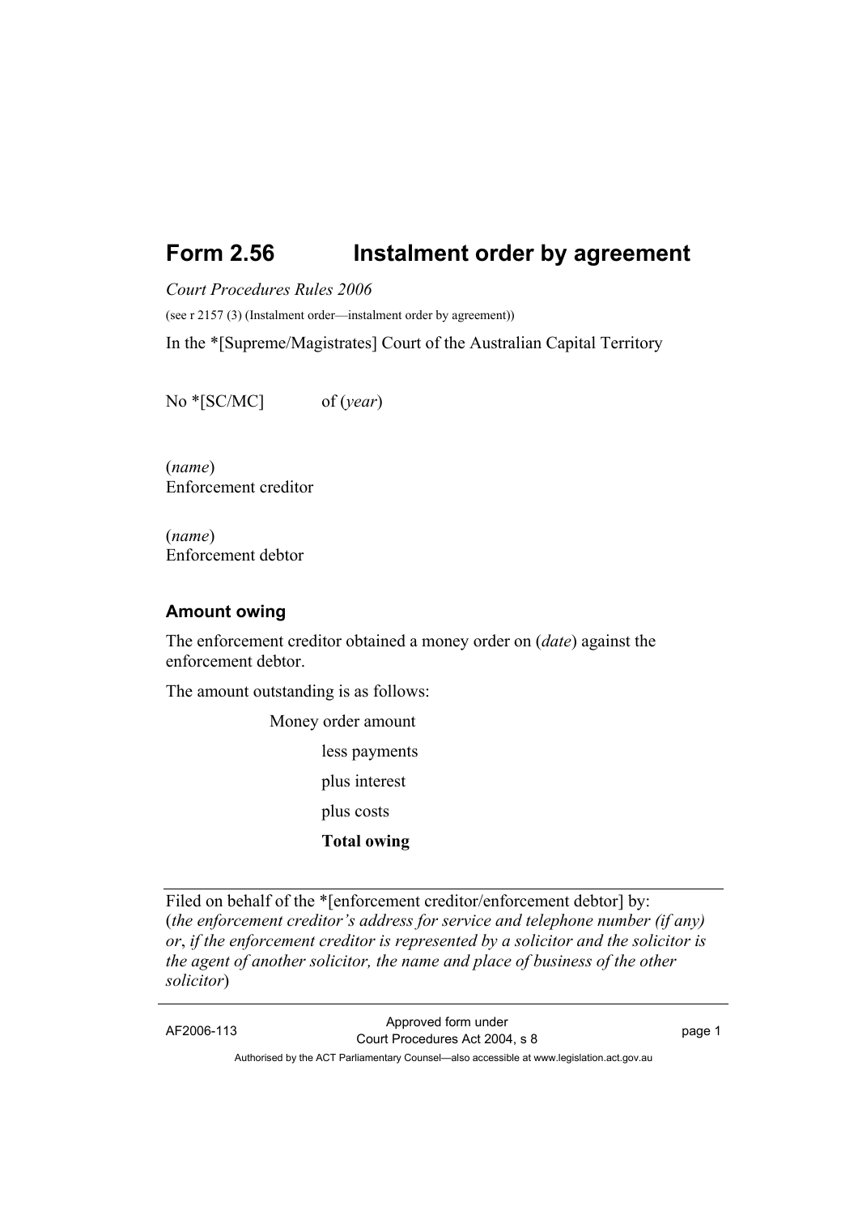# Form 2.56 Instalment order by agreement

*Court Procedures Rules 2006*

(see r 2157 (3) (Instalment order—instalment order by agreement))

In the *[Supreme/Magistrates] Court of the Australian Capital Territory

No *[SC/MC] of (*year*)

(*name*)
Enforcement creditor

(*name*)
Enforcement debtor

### Amount owing

The enforcement creditor obtained a money order on (*date*) against the enforcement debtor.

The amount outstanding is as follows:

Money order amount

less payments

plus interest

plus costs

**Total owing**

---

Filed on behalf of the *[enforcement creditor/enforcement debtor] by:
(*the enforcement creditor's address for service and telephone number (if any) or*, *if the enforcement creditor is represented by a solicitor and the solicitor is the agent of another solicitor, the name and place of business of the other solicitor*)

---

AF2006-113 Approved form under Court Procedures Act 2004, s 8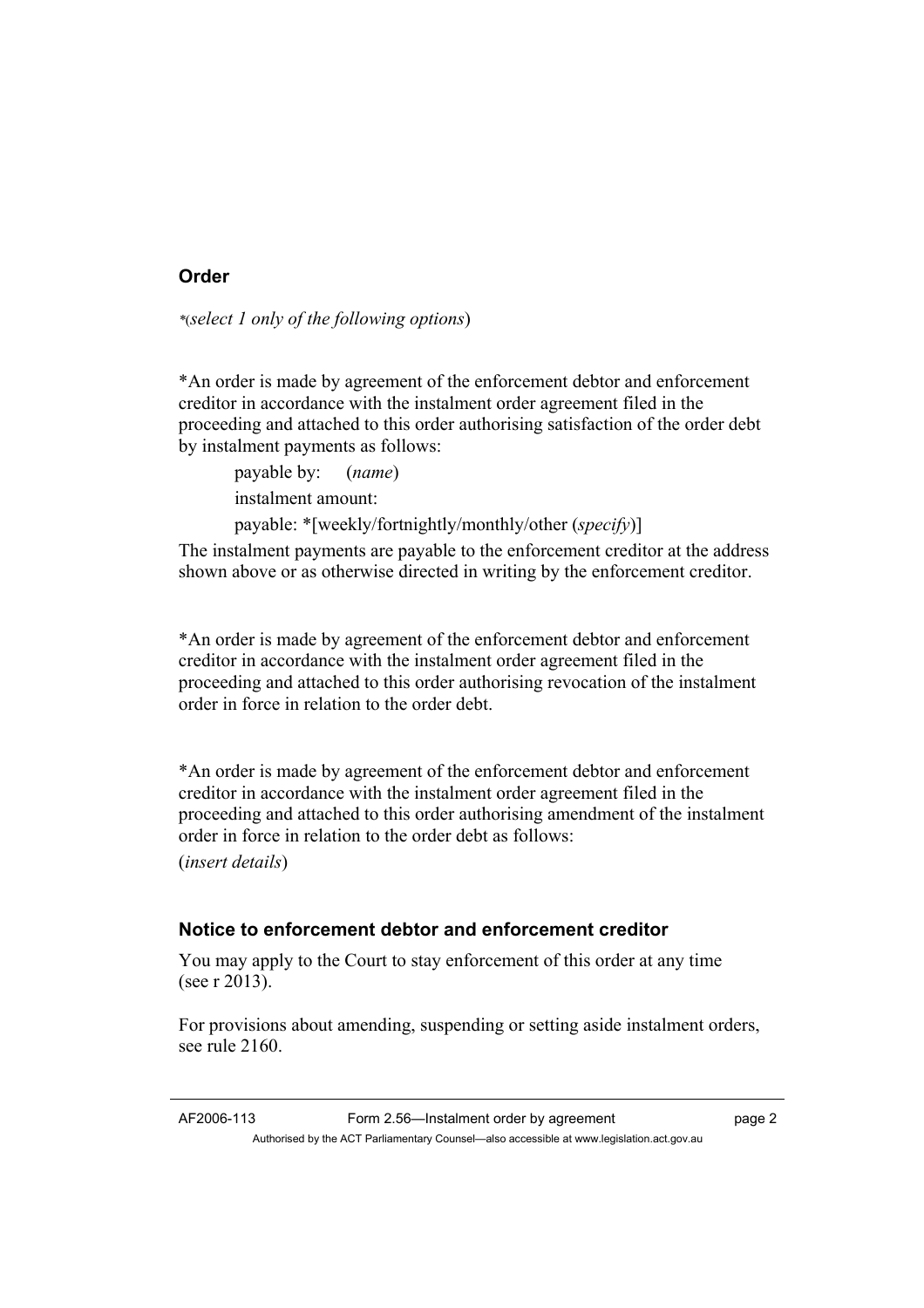## Order

*(*select 1 only of the following options*)

*An order is made by agreement of the enforcement debtor and enforcement creditor in accordance with the instalment order agreement filed in the proceeding and attached to this order authorising satisfaction of the order debt by instalment payments as follows:

payable by: (*name*)

instalment amount:

payable: *[weekly/fortnightly/monthly/other (*specify*)]

The instalment payments are payable to the enforcement creditor at the address shown above or as otherwise directed in writing by the enforcement creditor.

*An order is made by agreement of the enforcement debtor and enforcement creditor in accordance with the instalment order agreement filed in the proceeding and attached to this order authorising revocation of the instalment order in force in relation to the order debt.

*An order is made by agreement of the enforcement debtor and enforcement creditor in accordance with the instalment order agreement filed in the proceeding and attached to this order authorising amendment of the instalment order in force in relation to the order debt as follows:

(*insert details*)

## Notice to enforcement debtor and enforcement creditor

You may apply to the Court to stay enforcement of this order at any time (see r 2013).

For provisions about amending, suspending or setting aside instalment orders, see rule 2160.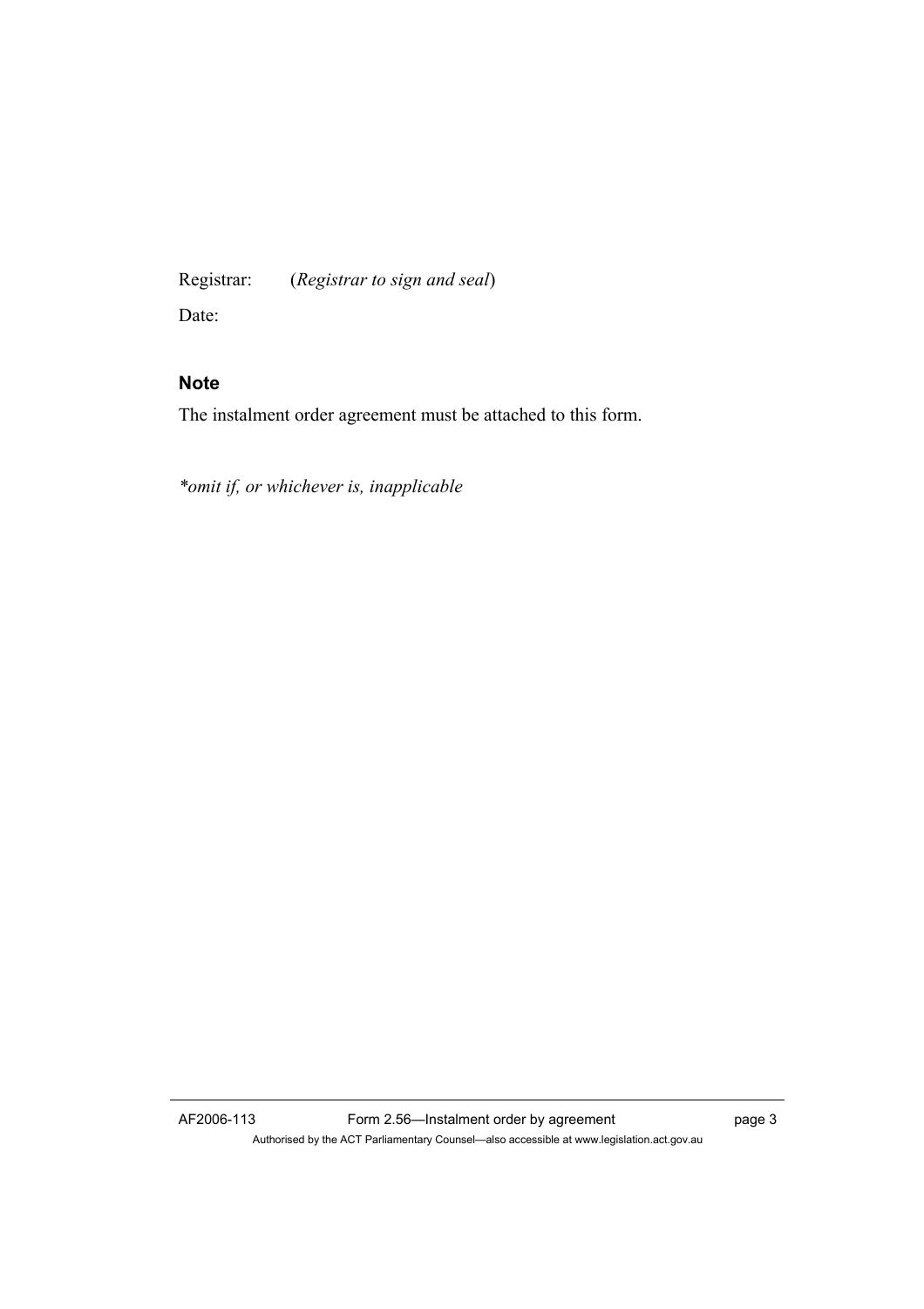Registrar: (*Registrar to sign and seal*)

Date:

**Note**

The instalment order agreement must be attached to this form.

**omit if, or whichever is, inapplicable*